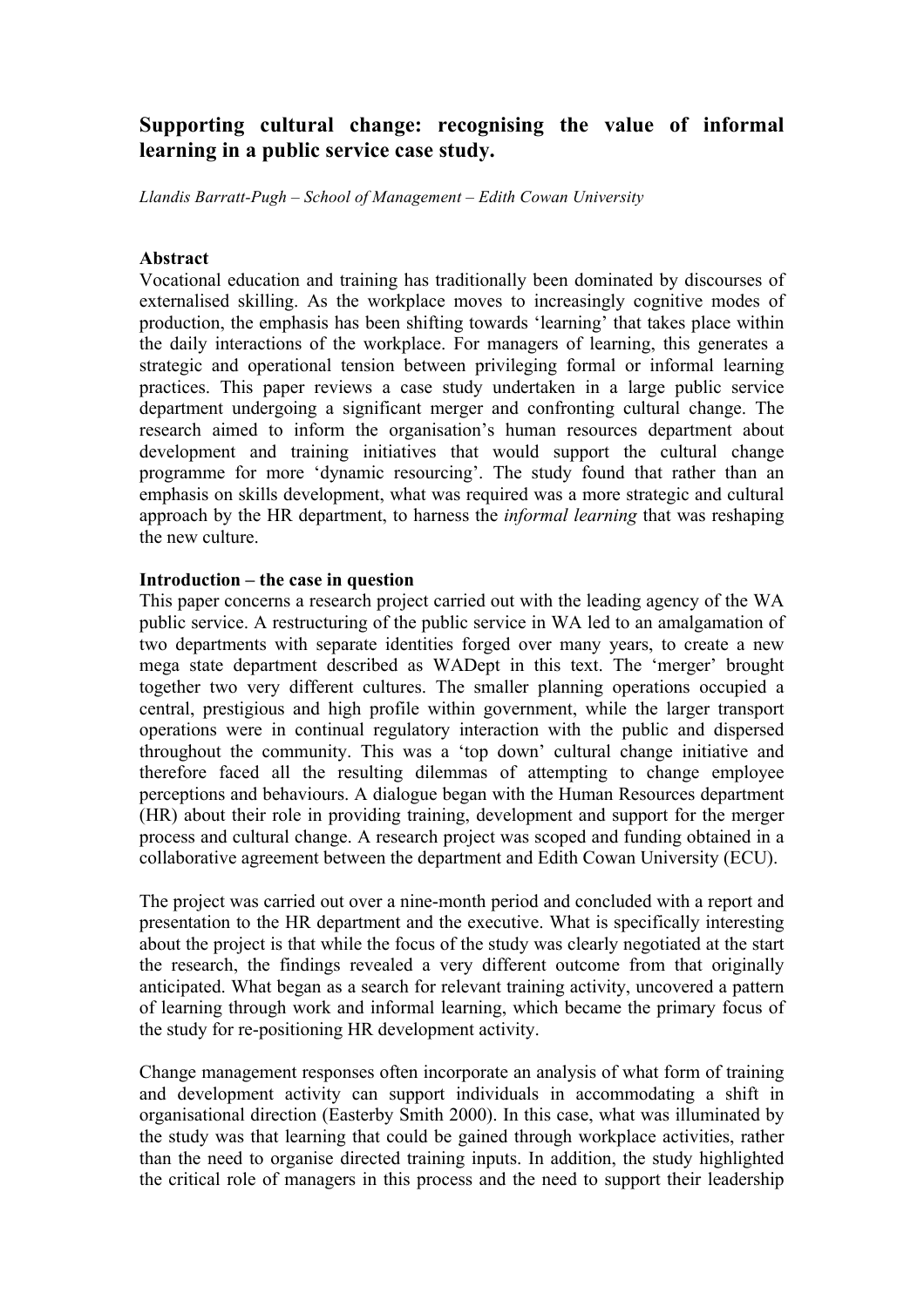# Supporting cultural change: recognising the value of informal learning in a public service case study.

*Llandis Barratt-Pugh – School of Management – Edith Cowan University*

## Abstract

Vocational education and training has traditionally been dominated by discourses of externalised skilling. As the workplace moves to increasingly cognitive modes of production, the emphasis has been shifting towards 'learning' that takes place within the daily interactions of the workplace. For managers of learning, this generates a strategic and operational tension between privileging formal or informal learning practices. This paper reviews a case study undertaken in a large public service department undergoing a significant merger and confronting cultural change. The research aimed to inform the organisation's human resources department about development and training initiatives that would support the cultural change programme for more 'dynamic resourcing'. The study found that rather than an emphasis on skills development, what was required was a more strategic and cultural approach by the HR department, to harness the *informal learning* that was reshaping the new culture.

## Introduction – the case in question

This paper concerns a research project carried out with the leading agency of the WA public service. A restructuring of the public service in WA led to an amalgamation of two departments with separate identities forged over many years, to create a new mega state department described as WADept in this text. The 'merger' brought together two very different cultures. The smaller planning operations occupied a central, prestigious and high profile within government, while the larger transport operations were in continual regulatory interaction with the public and dispersed throughout the community. This was a 'top down' cultural change initiative and therefore faced all the resulting dilemmas of attempting to change employee perceptions and behaviours. A dialogue began with the Human Resources department (HR) about their role in providing training, development and support for the merger process and cultural change. A research project was scoped and funding obtained in a collaborative agreement between the department and Edith Cowan University (ECU).

The project was carried out over a nine-month period and concluded with a report and presentation to the HR department and the executive. What is specifically interesting about the project is that while the focus of the study was clearly negotiated at the start the research, the findings revealed a very different outcome from that originally anticipated. What began as a search for relevant training activity, uncovered a pattern of learning through work and informal learning, which became the primary focus of the study for re-positioning HR development activity.

Change management responses often incorporate an analysis of what form of training and development activity can support individuals in accommodating a shift in organisational direction (Easterby Smith 2000). In this case, what was illuminated by the study was that learning that could be gained through workplace activities, rather than the need to organise directed training inputs. In addition, the study highlighted the critical role of managers in this process and the need to support their leadership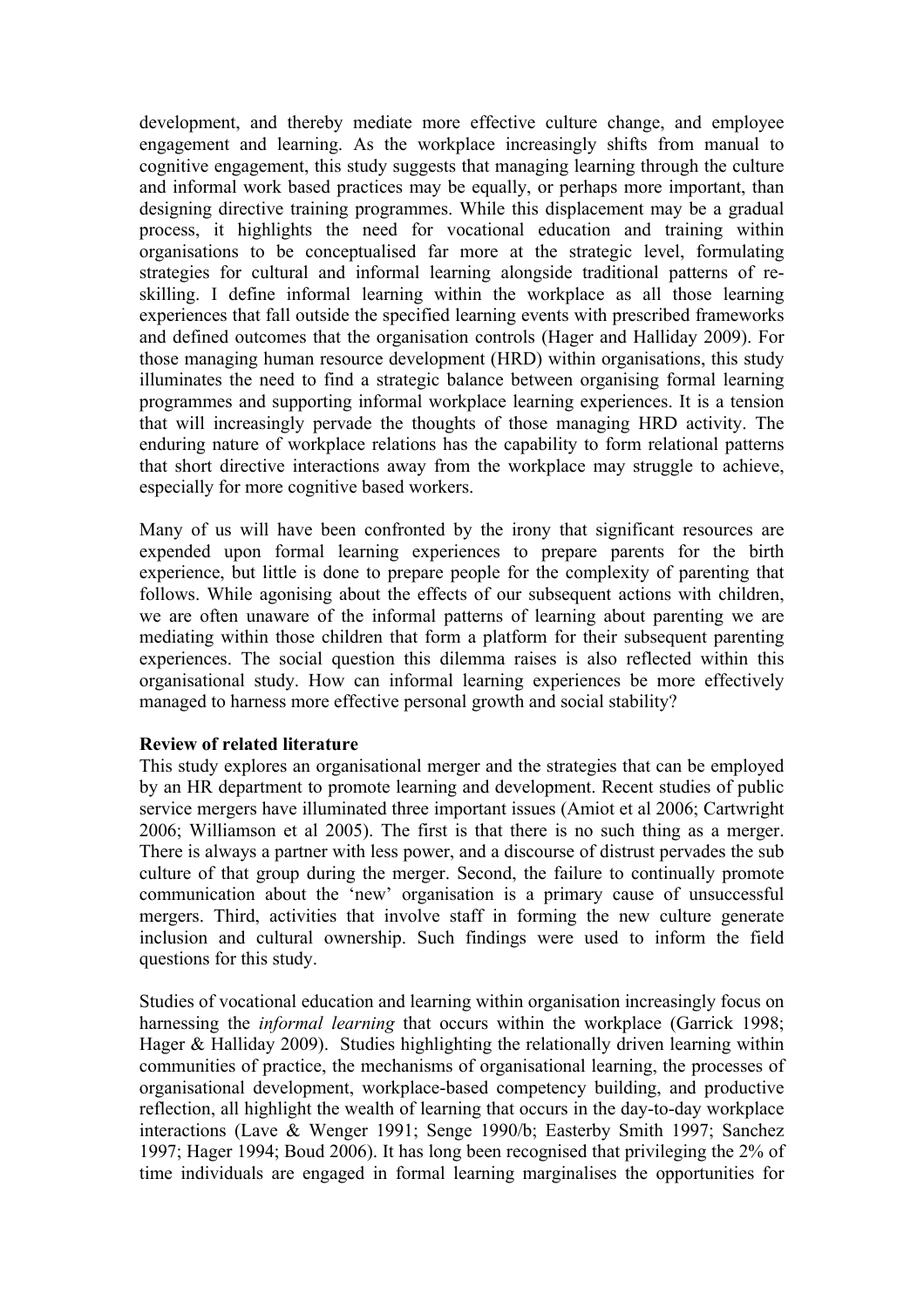development, and thereby mediate more effective culture change, and employee engagement and learning. As the workplace increasingly shifts from manual to cognitive engagement, this study suggests that managing learning through the culture and informal work based practices may be equally, or perhaps more important, than designing directive training programmes. While this displacement may be a gradual process, it highlights the need for vocational education and training within organisations to be conceptualised far more at the strategic level, formulating strategies for cultural and informal learning alongside traditional patterns of re-skilling. I define informal learning within the workplace as all those learning experiences that fall outside the specified learning events with prescribed frameworks and defined outcomes that the organisation controls (Hager and Halliday 2009). For those managing human resource development (HRD) within organisations, this study illuminates the need to find a strategic balance between organising formal learning programmes and supporting informal workplace learning experiences. It is a tension that will increasingly pervade the thoughts of those managing HRD activity. The enduring nature of workplace relations has the capability to form relational patterns that short directive interactions away from the workplace may struggle to achieve, especially for more cognitive based workers.

Many of us will have been confronted by the irony that significant resources are expended upon formal learning experiences to prepare parents for the birth experience, but little is done to prepare people for the complexity of parenting that follows. While agonising about the effects of our subsequent actions with children, we are often unaware of the informal patterns of learning about parenting we are mediating within those children that form a platform for their subsequent parenting experiences. The social question this dilemma raises is also reflected within this organisational study. How can informal learning experiences be more effectively managed to harness more effective personal growth and social stability?

**Review of related literature**

This study explores an organisational merger and the strategies that can be employed by an HR department to promote learning and development. Recent studies of public service mergers have illuminated three important issues (Amiot et al 2006; Cartwright 2006; Williamson et al 2005). The first is that there is no such thing as a merger. There is always a partner with less power, and a discourse of distrust pervades the sub culture of that group during the merger. Second, the failure to continually promote communication about the 'new' organisation is a primary cause of unsuccessful mergers. Third, activities that involve staff in forming the new culture generate inclusion and cultural ownership. Such findings were used to inform the field questions for this study.

Studies of vocational education and learning within organisation increasingly focus on harnessing the *informal learning* that occurs within the workplace (Garrick 1998; Hager & Halliday 2009). Studies highlighting the relationally driven learning within communities of practice, the mechanisms of organisational learning, the processes of organisational development, workplace-based competency building, and productive reflection, all highlight the wealth of learning that occurs in the day-to-day workplace interactions (Lave & Wenger 1991; Senge 1990/b; Easterby Smith 1997; Sanchez 1997; Hager 1994; Boud 2006). It has long been recognised that privileging the 2% of time individuals are engaged in formal learning marginalises the opportunities for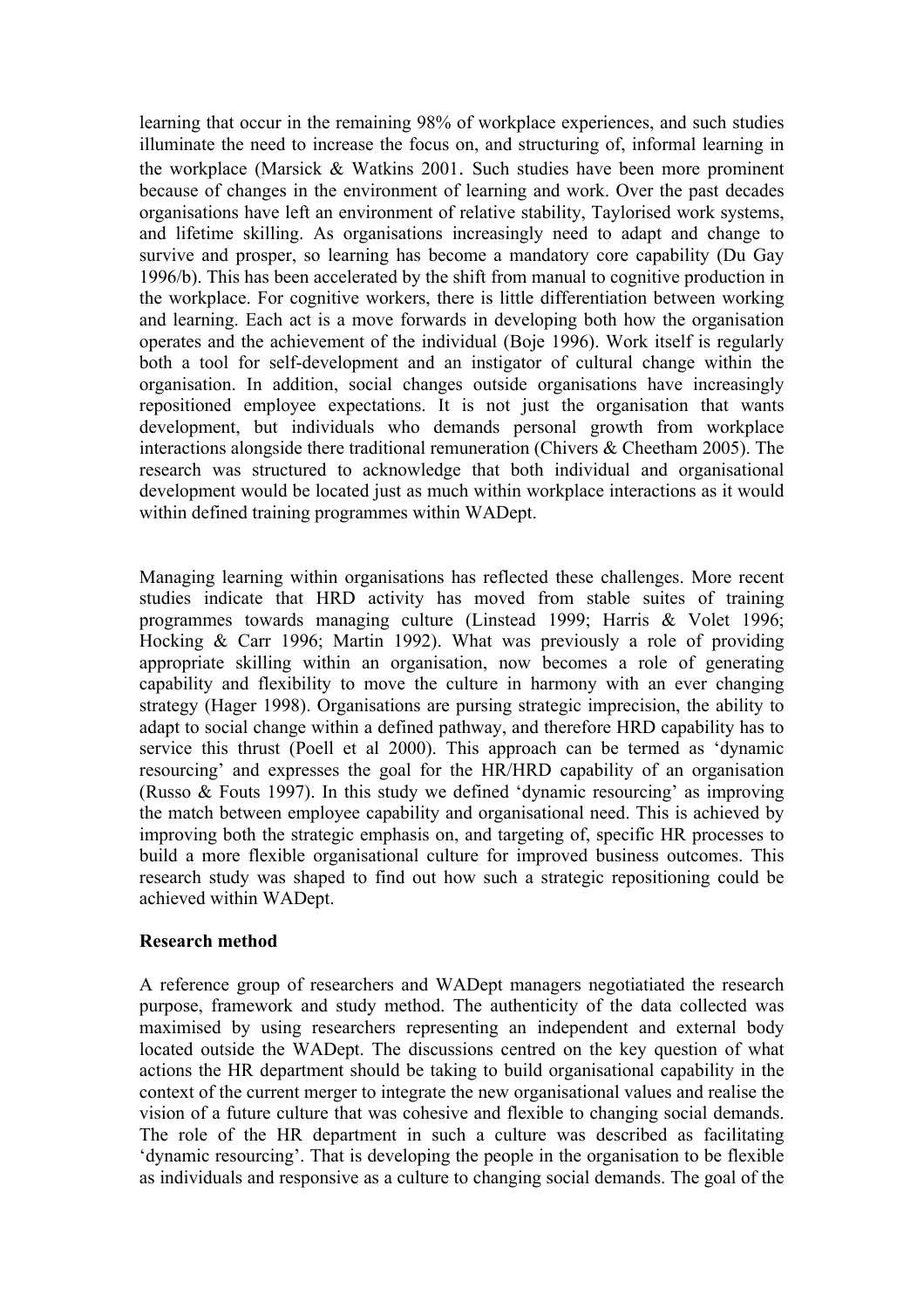learning that occur in the remaining 98% of workplace experiences, and such studies illuminate the need to increase the focus on, and structuring of, informal learning in the workplace (Marsick & Watkins 2001. Such studies have been more prominent because of changes in the environment of learning and work. Over the past decades organisations have left an environment of relative stability, Taylorised work systems, and lifetime skilling. As organisations increasingly need to adapt and change to survive and prosper, so learning has become a mandatory core capability (Du Gay 1996/b). This has been accelerated by the shift from manual to cognitive production in the workplace. For cognitive workers, there is little differentiation between working and learning. Each act is a move forwards in developing both how the organisation operates and the achievement of the individual (Boje 1996). Work itself is regularly both a tool for self-development and an instigator of cultural change within the organisation. In addition, social changes outside organisations have increasingly repositioned employee expectations. It is not just the organisation that wants development, but individuals who demands personal growth from workplace interactions alongside there traditional remuneration (Chivers & Cheetham 2005). The research was structured to acknowledge that both individual and organisational development would be located just as much within workplace interactions as it would within defined training programmes within WADept.

Managing learning within organisations has reflected these challenges. More recent studies indicate that HRD activity has moved from stable suites of training programmes towards managing culture (Linstead 1999; Harris & Volet 1996; Hocking & Carr 1996; Martin 1992). What was previously a role of providing appropriate skilling within an organisation, now becomes a role of generating capability and flexibility to move the culture in harmony with an ever changing strategy (Hager 1998). Organisations are pursing strategic imprecision, the ability to adapt to social change within a defined pathway, and therefore HRD capability has to service this thrust (Poell et al 2000). This approach can be termed as 'dynamic resourcing' and expresses the goal for the HR/HRD capability of an organisation (Russo & Fouts 1997). In this study we defined 'dynamic resourcing' as improving the match between employee capability and organisational need. This is achieved by improving both the strategic emphasis on, and targeting of, specific HR processes to build a more flexible organisational culture for improved business outcomes. This research study was shaped to find out how such a strategic repositioning could be achieved within WADept.

**Research method**

A reference group of researchers and WADept managers negotiatiated the research purpose, framework and study method. The authenticity of the data collected was maximised by using researchers representing an independent and external body located outside the WADept. The discussions centred on the key question of what actions the HR department should be taking to build organisational capability in the context of the current merger to integrate the new organisational values and realise the vision of a future culture that was cohesive and flexible to changing social demands. The role of the HR department in such a culture was described as facilitating 'dynamic resourcing'. That is developing the people in the organisation to be flexible as individuals and responsive as a culture to changing social demands. The goal of the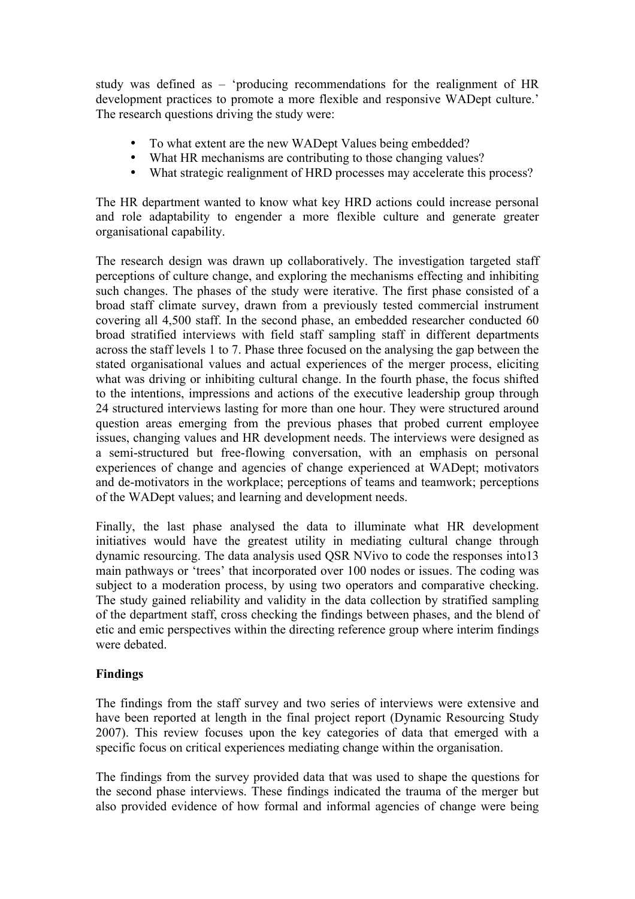study was defined as – 'producing recommendations for the realignment of HR development practices to promote a more flexible and responsive WADept culture.' The research questions driving the study were:

- To what extent are the new WADept Values being embedded?
- What HR mechanisms are contributing to those changing values?
- What strategic realignment of HRD processes may accelerate this process?

The HR department wanted to know what key HRD actions could increase personal and role adaptability to engender a more flexible culture and generate greater organisational capability.

The research design was drawn up collaboratively. The investigation targeted staff perceptions of culture change, and exploring the mechanisms effecting and inhibiting such changes. The phases of the study were iterative. The first phase consisted of a broad staff climate survey, drawn from a previously tested commercial instrument covering all 4,500 staff. In the second phase, an embedded researcher conducted 60 broad stratified interviews with field staff sampling staff in different departments across the staff levels 1 to 7. Phase three focused on the analysing the gap between the stated organisational values and actual experiences of the merger process, eliciting what was driving or inhibiting cultural change. In the fourth phase, the focus shifted to the intentions, impressions and actions of the executive leadership group through 24 structured interviews lasting for more than one hour. They were structured around question areas emerging from the previous phases that probed current employee issues, changing values and HR development needs. The interviews were designed as a semi-structured but free-flowing conversation, with an emphasis on personal experiences of change and agencies of change experienced at WADept; motivators and de-motivators in the workplace; perceptions of teams and teamwork; perceptions of the WADept values; and learning and development needs.

Finally, the last phase analysed the data to illuminate what HR development initiatives would have the greatest utility in mediating cultural change through dynamic resourcing. The data analysis used QSR NVivo to code the responses into13 main pathways or 'trees' that incorporated over 100 nodes or issues. The coding was subject to a moderation process, by using two operators and comparative checking. The study gained reliability and validity in the data collection by stratified sampling of the department staff, cross checking the findings between phases, and the blend of etic and emic perspectives within the directing reference group where interim findings were debated.

**Findings**

The findings from the staff survey and two series of interviews were extensive and have been reported at length in the final project report (Dynamic Resourcing Study 2007). This review focuses upon the key categories of data that emerged with a specific focus on critical experiences mediating change within the organisation.

The findings from the survey provided data that was used to shape the questions for the second phase interviews. These findings indicated the trauma of the merger but also provided evidence of how formal and informal agencies of change were being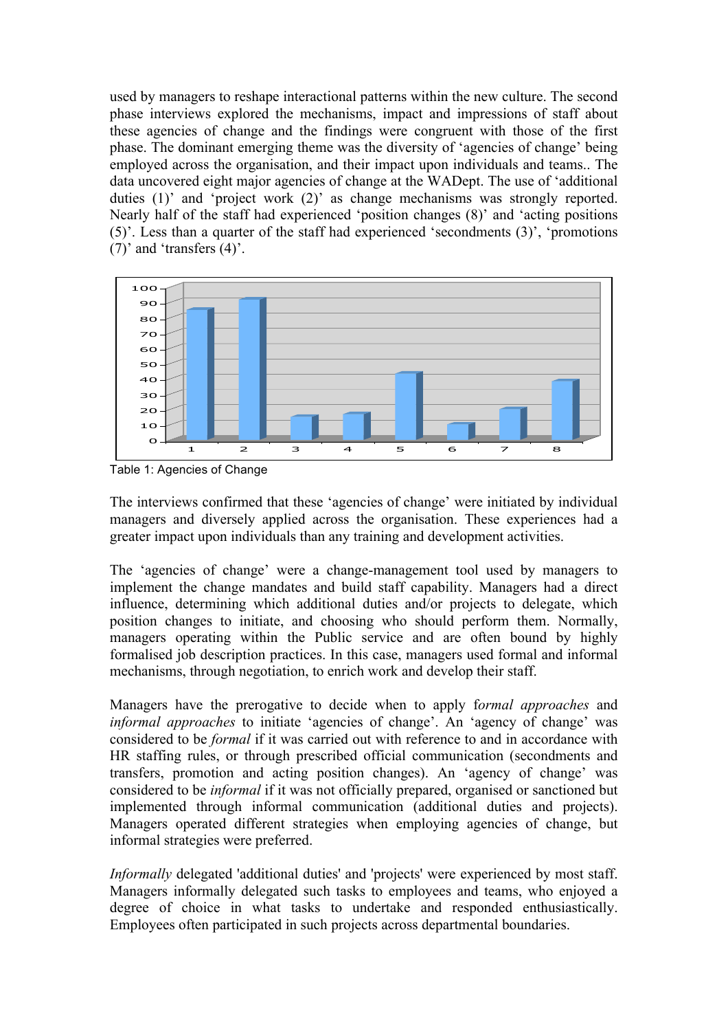used by managers to reshape interactional patterns within the new culture. The second phase interviews explored the mechanisms, impact and impressions of staff about these agencies of change and the findings were congruent with those of the first phase. The dominant emerging theme was the diversity of 'agencies of change' being employed across the organisation, and their impact upon individuals and teams.. The data uncovered eight major agencies of change at the WADept. The use of 'additional duties (1)' and 'project work (2)' as change mechanisms was strongly reported. Nearly half of the staff had experienced 'position changes (8)' and 'acting positions (5)'. Less than a quarter of the staff had experienced 'secondments (3)', 'promotions (7)' and 'transfers (4)'.

Table 1: Agencies of Change

The interviews confirmed that these 'agencies of change' were initiated by individual managers and diversely applied across the organisation. These experiences had a greater impact upon individuals than any training and development activities.

The 'agencies of change' were a change-management tool used by managers to implement the change mandates and build staff capability. Managers had a direct influence, determining which additional duties and/or projects to delegate, which position changes to initiate, and choosing who should perform them. Normally, managers operating within the Public service and are often bound by highly formalised job description practices. In this case, managers used formal and informal mechanisms, through negotiation, to enrich work and develop their staff.

Managers have the prerogative to decide when to apply f*ormal approaches* and *informal approaches* to initiate 'agencies of change'. An 'agency of change' was considered to be *formal* if it was carried out with reference to and in accordance with HR staffing rules, or through prescribed official communication (secondments and transfers, promotion and acting position changes). An 'agency of change' was considered to be *informal* if it was not officially prepared, organised or sanctioned but implemented through informal communication (additional duties and projects). Managers operated different strategies when employing agencies of change, but informal strategies were preferred.

*Informally* delegated 'additional duties' and 'projects' were experienced by most staff. Managers informally delegated such tasks to employees and teams, who enjoyed a degree of choice in what tasks to undertake and responded enthusiastically. Employees often participated in such projects across departmental boundaries.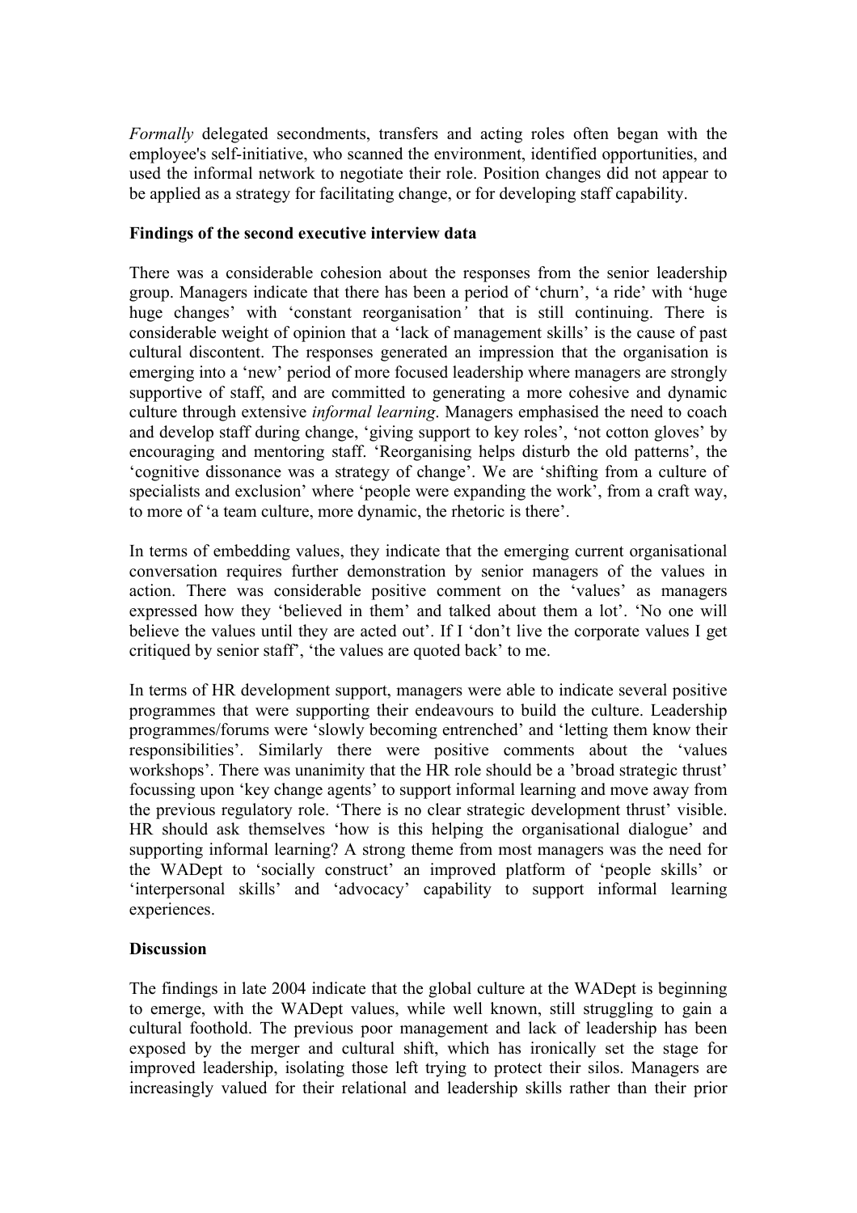*Formally* delegated secondments, transfers and acting roles often began with the employee's self-initiative, who scanned the environment, identified opportunities, and used the informal network to negotiate their role. Position changes did not appear to be applied as a strategy for facilitating change, or for developing staff capability.

**Findings of the second executive interview data**

There was a considerable cohesion about the responses from the senior leadership group. Managers indicate that there has been a period of 'churn', 'a ride' with 'huge huge changes' with 'constant reorganisation' that is still continuing. There is considerable weight of opinion that a 'lack of management skills' is the cause of past cultural discontent. The responses generated an impression that the organisation is emerging into a 'new' period of more focused leadership where managers are strongly supportive of staff, and are committed to generating a more cohesive and dynamic culture through extensive *informal learning*. Managers emphasised the need to coach and develop staff during change, 'giving support to key roles', 'not cotton gloves' by encouraging and mentoring staff. 'Reorganising helps disturb the old patterns', the 'cognitive dissonance was a strategy of change'. We are 'shifting from a culture of specialists and exclusion' where 'people were expanding the work', from a craft way, to more of 'a team culture, more dynamic, the rhetoric is there'.

In terms of embedding values, they indicate that the emerging current organisational conversation requires further demonstration by senior managers of the values in action. There was considerable positive comment on the 'values' as managers expressed how they 'believed in them' and talked about them a lot'. 'No one will believe the values until they are acted out'. If I 'don't live the corporate values I get critiqued by senior staff', 'the values are quoted back' to me.

In terms of HR development support, managers were able to indicate several positive programmes that were supporting their endeavours to build the culture. Leadership programmes/forums were 'slowly becoming entrenched' and 'letting them know their responsibilities'. Similarly there were positive comments about the 'values workshops'. There was unanimity that the HR role should be a 'broad strategic thrust' focussing upon 'key change agents' to support informal learning and move away from the previous regulatory role. 'There is no clear strategic development thrust' visible. HR should ask themselves 'how is this helping the organisational dialogue' and supporting informal learning? A strong theme from most managers was the need for the WADept to 'socially construct' an improved platform of 'people skills' or 'interpersonal skills' and 'advocacy' capability to support informal learning experiences.

**Discussion**

The findings in late 2004 indicate that the global culture at the WADept is beginning to emerge, with the WADept values, while well known, still struggling to gain a cultural foothold. The previous poor management and lack of leadership has been exposed by the merger and cultural shift, which has ironically set the stage for improved leadership, isolating those left trying to protect their silos. Managers are increasingly valued for their relational and leadership skills rather than their prior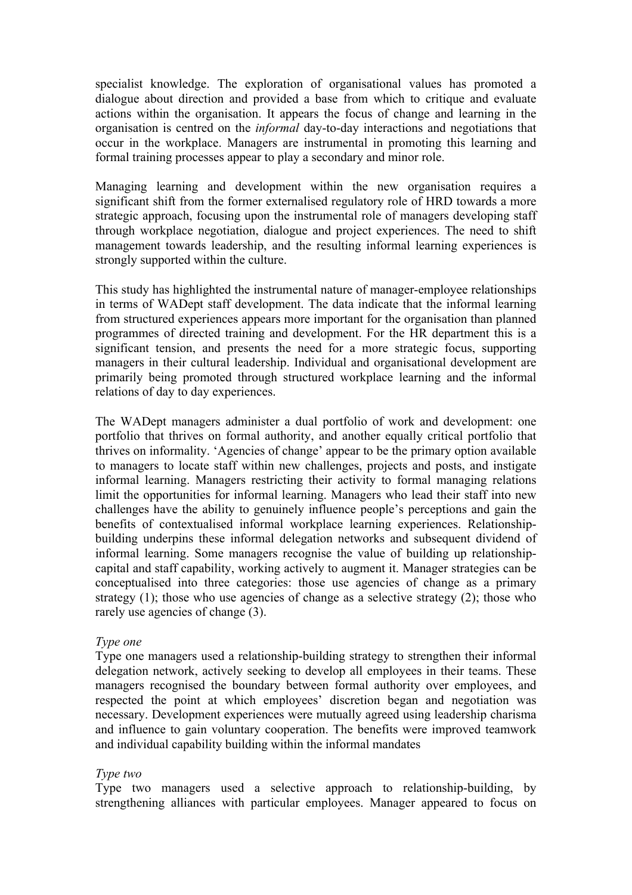specialist knowledge. The exploration of organisational values has promoted a dialogue about direction and provided a base from which to critique and evaluate actions within the organisation. It appears the focus of change and learning in the organisation is centred on the *informal* day-to-day interactions and negotiations that occur in the workplace. Managers are instrumental in promoting this learning and formal training processes appear to play a secondary and minor role.

Managing learning and development within the new organisation requires a significant shift from the former externalised regulatory role of HRD towards a more strategic approach, focusing upon the instrumental role of managers developing staff through workplace negotiation, dialogue and project experiences. The need to shift management towards leadership, and the resulting informal learning experiences is strongly supported within the culture.

This study has highlighted the instrumental nature of manager-employee relationships in terms of WADept staff development. The data indicate that the informal learning from structured experiences appears more important for the organisation than planned programmes of directed training and development. For the HR department this is a significant tension, and presents the need for a more strategic focus, supporting managers in their cultural leadership. Individual and organisational development are primarily being promoted through structured workplace learning and the informal relations of day to day experiences.

The WADept managers administer a dual portfolio of work and development: one portfolio that thrives on formal authority, and another equally critical portfolio that thrives on informality. 'Agencies of change' appear to be the primary option available to managers to locate staff within new challenges, projects and posts, and instigate informal learning. Managers restricting their activity to formal managing relations limit the opportunities for informal learning. Managers who lead their staff into new challenges have the ability to genuinely influence people's perceptions and gain the benefits of contextualised informal workplace learning experiences. Relationship-building underpins these informal delegation networks and subsequent dividend of informal learning. Some managers recognise the value of building up relationship-capital and staff capability, working actively to augment it. Manager strategies can be conceptualised into three categories: those use agencies of change as a primary strategy (1); those who use agencies of change as a selective strategy (2); those who rarely use agencies of change (3).

*Type one*

Type one managers used a relationship-building strategy to strengthen their informal delegation network, actively seeking to develop all employees in their teams. These managers recognised the boundary between formal authority over employees, and respected the point at which employees' discretion began and negotiation was necessary. Development experiences were mutually agreed using leadership charisma and influence to gain voluntary cooperation. The benefits were improved teamwork and individual capability building within the informal mandates

*Type two*

Type two managers used a selective approach to relationship-building, by strengthening alliances with particular employees. Manager appeared to focus on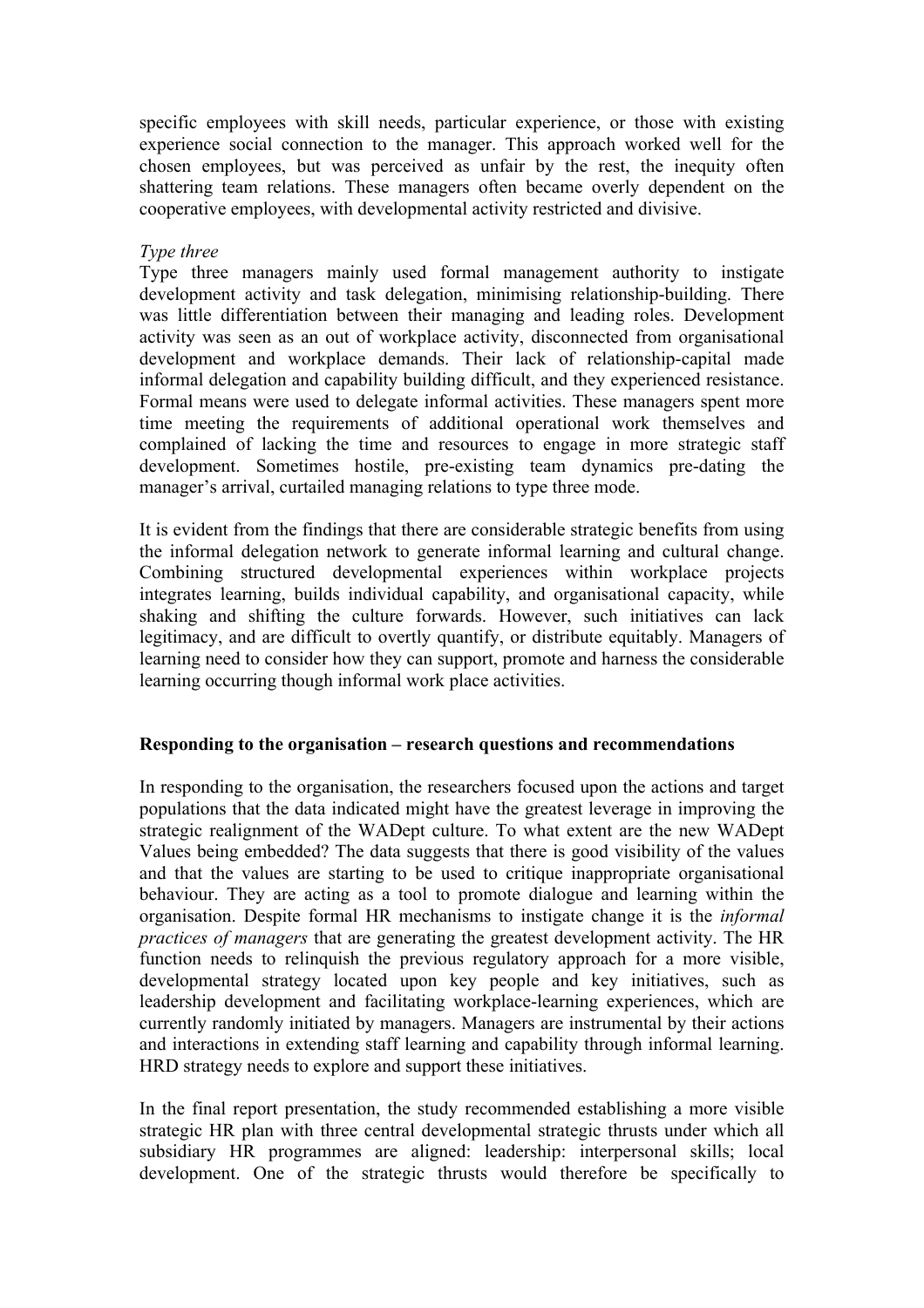specific employees with skill needs, particular experience, or those with existing experience social connection to the manager. This approach worked well for the chosen employees, but was perceived as unfair by the rest, the inequity often shattering team relations. These managers often became overly dependent on the cooperative employees, with developmental activity restricted and divisive.

*Type three*

Type three managers mainly used formal management authority to instigate development activity and task delegation, minimising relationship-building. There was little differentiation between their managing and leading roles. Development activity was seen as an out of workplace activity, disconnected from organisational development and workplace demands. Their lack of relationship-capital made informal delegation and capability building difficult, and they experienced resistance. Formal means were used to delegate informal activities. These managers spent more time meeting the requirements of additional operational work themselves and complained of lacking the time and resources to engage in more strategic staff development. Sometimes hostile, pre-existing team dynamics pre-dating the manager's arrival, curtailed managing relations to type three mode.

It is evident from the findings that there are considerable strategic benefits from using the informal delegation network to generate informal learning and cultural change. Combining structured developmental experiences within workplace projects integrates learning, builds individual capability, and organisational capacity, while shaking and shifting the culture forwards. However, such initiatives can lack legitimacy, and are difficult to overtly quantify, or distribute equitably. Managers of learning need to consider how they can support, promote and harness the considerable learning occurring though informal work place activities.

## Responding to the organisation – research questions and recommendations

In responding to the organisation, the researchers focused upon the actions and target populations that the data indicated might have the greatest leverage in improving the strategic realignment of the WADept culture. To what extent are the new WADept Values being embedded? The data suggests that there is good visibility of the values and that the values are starting to be used to critique inappropriate organisational behaviour. They are acting as a tool to promote dialogue and learning within the organisation. Despite formal HR mechanisms to instigate change it is the *informal practices of managers* that are generating the greatest development activity. The HR function needs to relinquish the previous regulatory approach for a more visible, developmental strategy located upon key people and key initiatives, such as leadership development and facilitating workplace-learning experiences, which are currently randomly initiated by managers. Managers are instrumental by their actions and interactions in extending staff learning and capability through informal learning. HRD strategy needs to explore and support these initiatives.

In the final report presentation, the study recommended establishing a more visible strategic HR plan with three central developmental strategic thrusts under which all subsidiary HR programmes are aligned: leadership: interpersonal skills; local development. One of the strategic thrusts would therefore be specifically to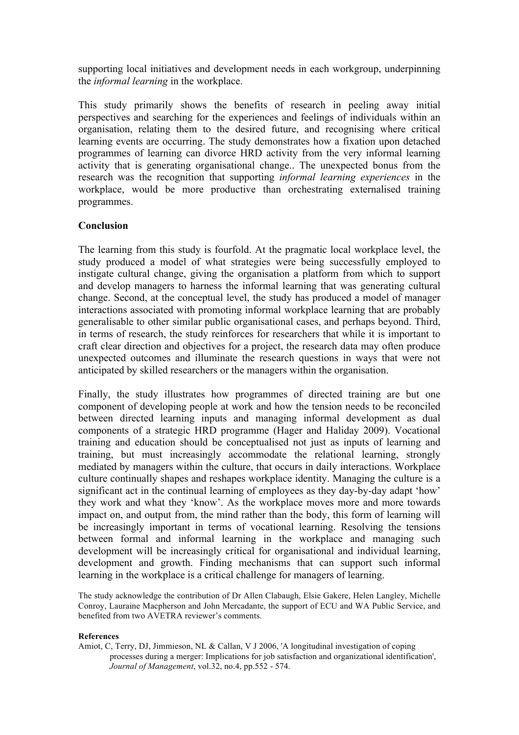supporting local initiatives and development needs in each workgroup, underpinning the *informal learning* in the workplace.

This study primarily shows the benefits of research in peeling away initial perspectives and searching for the experiences and feelings of individuals within an organisation, relating them to the desired future, and recognising where critical learning events are occurring. The study demonstrates how a fixation upon detached programmes of learning can divorce HRD activity from the very informal learning activity that is generating organisational change.. The unexpected bonus from the research was the recognition that supporting *informal learning experiences* in the workplace, would be more productive than orchestrating externalised training programmes.

## Conclusion

The learning from this study is fourfold. At the pragmatic local workplace level, the study produced a model of what strategies were being successfully employed to instigate cultural change, giving the organisation a platform from which to support and develop managers to harness the informal learning that was generating cultural change. Second, at the conceptual level, the study has produced a model of manager interactions associated with promoting informal workplace learning that are probably generalisable to other similar public organisational cases, and perhaps beyond. Third, in terms of research, the study reinforces for researchers that while it is important to craft clear direction and objectives for a project, the research data may often produce unexpected outcomes and illuminate the research questions in ways that were not anticipated by skilled researchers or the managers within the organisation.

Finally, the study illustrates how programmes of directed training are but one component of developing people at work and how the tension needs to be reconciled between directed learning inputs and managing informal development as dual components of a strategic HRD programme (Hager and Haliday 2009). Vocational training and education should be conceptualised not just as inputs of learning and training, but must increasingly accommodate the relational learning, strongly mediated by managers within the culture, that occurs in daily interactions. Workplace culture continually shapes and reshapes workplace identity. Managing the culture is a significant act in the continual learning of employees as they day-by-day adapt 'how' they work and what they 'know'. As the workplace moves more and more towards impact on, and output from, the mind rather than the body, this form of learning will be increasingly important in terms of vocational learning. Resolving the tensions between formal and informal learning in the workplace and managing such development will be increasingly critical for organisational and individual learning, development and growth. Finding mechanisms that can support such informal learning in the workplace is a critical challenge for managers of learning.

The study acknowledge the contribution of Dr Allen Clabaugh, Elsie Gakere, Helen Langley, Michelle Conroy, Lauraine Macpherson and John Mercadante, the support of ECU and WA Public Service, and benefited from two AVETRA reviewer's comments.

### References

Amiot, C, Terry, DJ, Jimmieson, NL & Callan, V J 2006, 'A longitudinal investigation of coping processes during a merger: Implications for job satisfaction and organizational identification', *Journal of Management*, vol.32, no.4, pp.552 - 574.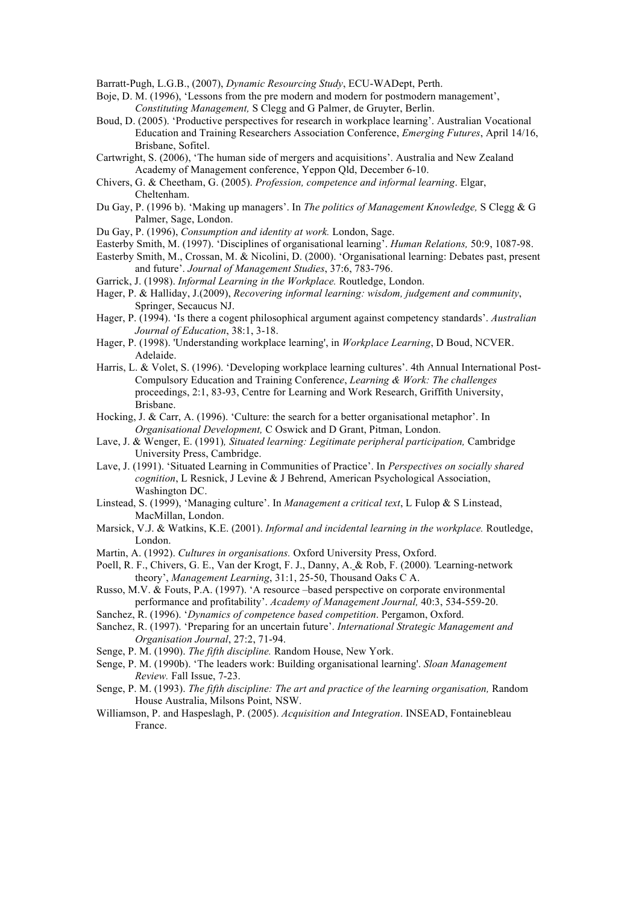Barratt-Pugh, L.G.B., (2007), *Dynamic Resourcing Study*, ECU-WADept, Perth.

Boje, D. M. (1996), 'Lessons from the pre modern and modern for postmodern management', *Constituting Management,* S Clegg and G Palmer, de Gruyter, Berlin.

Boud, D. (2005). 'Productive perspectives for research in workplace learning'. Australian Vocational Education and Training Researchers Association Conference, *Emerging Futures*, April 14/16, Brisbane, Sofitel.

Cartwright, S. (2006), 'The human side of mergers and acquisitions'. Australia and New Zealand Academy of Management conference, Yeppon Qld, December 6-10.

Chivers, G. & Cheetham, G. (2005). *Profession, competence and informal learning*. Elgar, Cheltenham.

Du Gay, P. (1996 b). 'Making up managers'. In *The politics of Management Knowledge,* S Clegg & G Palmer, Sage, London.

Du Gay, P. (1996), *Consumption and identity at work.* London, Sage.

Easterby Smith, M. (1997). 'Disciplines of organisational learning'. *Human Relations,* 50:9, 1087-98.

Easterby Smith, M., Crossan, M. & Nicolini, D. (2000). 'Organisational learning: Debates past, present and future'. *Journal of Management Studies*, 37:6, 783-796.

Garrick, J. (1998). *Informal Learning in the Workplace.* Routledge, London.

Hager, P. & Halliday, J.(2009), *Recovering informal learning: wisdom, judgement and community*, Springer, Secaucus NJ.

Hager, P. (1994). 'Is there a cogent philosophical argument against competency standards'. *Australian Journal of Education*, 38:1, 3-18.

Hager, P. (1998). 'Understanding workplace learning', in *Workplace Learning*, D Boud, NCVER. Adelaide.

Harris, L. & Volet, S. (1996). 'Developing workplace learning cultures'. 4th Annual International Post-Compulsory Education and Training Conference, *Learning & Work: The challenges* proceedings, 2:1, 83-93, Centre for Learning and Work Research, Griffith University, Brisbane.

Hocking, J. & Carr, A. (1996). 'Culture: the search for a better organisational metaphor'. In *Organisational Development,* C Oswick and D Grant, Pitman, London.

Lave, J. & Wenger, E. (1991)*, Situated learning: Legitimate peripheral participation,* Cambridge University Press, Cambridge.

Lave, J. (1991). 'Situated Learning in Communities of Practice'. In *Perspectives on socially shared cognition*, L Resnick, J Levine & J Behrend, American Psychological Association, Washington DC.

Linstead, S. (1999), 'Managing culture'. In *Management a critical text*, L Fulop & S Linstead, MacMillan, London.

Marsick, V.J. & Watkins, K.E. (2001). *Informal and incidental learning in the workplace.* Routledge, London.

Martin, A. (1992). *Cultures in organisations.* Oxford University Press, Oxford.

Poell, R. F., Chivers, G. E., Van der Krogt, F. J., Danny, A. & Rob, F. (2000)*.* 'Learning-network theory', *Management Learning*, 31:1, 25-50, Thousand Oaks C A.

Russo, M.V. & Fouts, P.A. (1997). 'A resource –based perspective on corporate environmental performance and profitability'. *Academy of Management Journal,* 40:3, 534-559-20.

Sanchez, R. (1996). '*Dynamics of competence based competition*. Pergamon, Oxford.

Sanchez, R. (1997). 'Preparing for an uncertain future'. *International Strategic Management and Organisation Journal*, 27:2, 71-94.

Senge, P. M. (1990). *The fifth discipline.* Random House, New York.

Senge, P. M. (1990b). 'The leaders work: Building organisational learning'. *Sloan Management Review.* Fall Issue, 7-23.

Senge, P. M. (1993). *The fifth discipline: The art and practice of the learning organisation,* Random House Australia, Milsons Point, NSW.

Williamson, P. and Haspeslagh, P. (2005). *Acquisition and Integration*. INSEAD, Fontainebleau France.